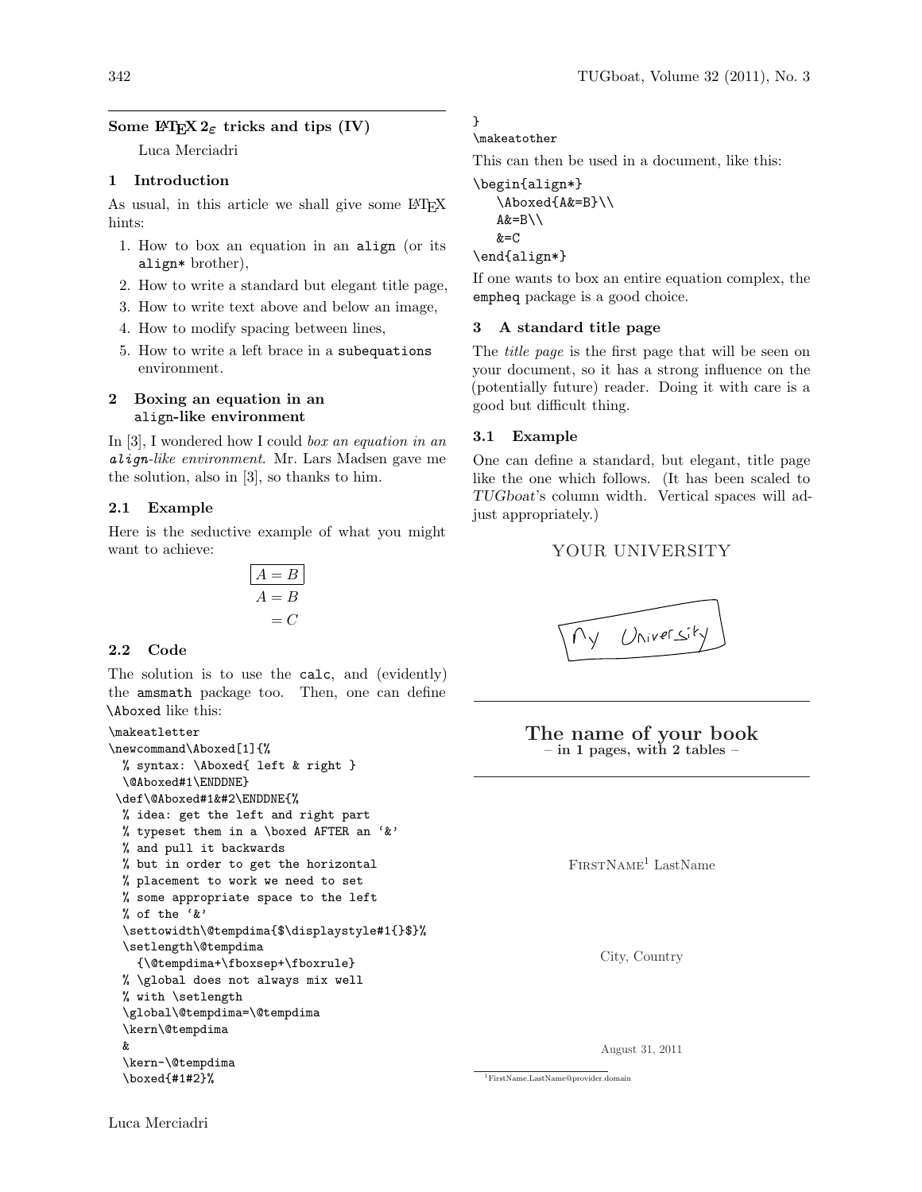## Some LaTeX 2ε tricks and tips (IV)

Luca Merciadri

### 1 Introduction

As usual, in this article we shall give some LaTeX hints:

1. How to box an equation in an `align` (or its `align*` brother),
2. How to write a standard but elegant title page,
3. How to write text above and below an image,
4. How to modify spacing between lines,
5. How to write a left brace in a `subequations` environment.

### 2 Boxing an equation in an `align`-like environment

In [3], I wondered how I could *box an equation in an `align`-like environment*. Mr. Lars Madsen gave me the solution, also in [3], so thanks to him.

#### 2.1 Example

Here is the seductive example of what you might want to achieve:

$$\begin{aligned} \boxed{A = B} \\ A &= B \\ &= C \end{aligned}$$

#### 2.2 Code

The solution is to use the `calc`, and (evidently) the `amsmath` package too. Then, one can define `\Aboxed` like this:

```
\makeatletter
\newcommand\Aboxed[1]{%
  % syntax: \Aboxed{ left & right }
  \@Aboxed#1\ENDDNE}
 \def\@Aboxed#1&#2\ENDDNE{%
  % idea: get the left and right part
  % typeset them in a \boxed AFTER an '&'
  % and pull it backwards
  % but in order to get the horizontal
  % placement to work we need to set
  % some appropriate space to the left
  % of the '&'
  \settowidth\@tempdima{$\displaystyle#1{}$}%
  \setlength\@tempdima
    {\@tempdima+\fboxsep+\fboxrule}
  % \global does not always mix well
  % with \setlength
  \global\@tempdima=\@tempdima
  \kern\@tempdima
  &
  \kern-\@tempdima
  \boxed{#1#2}%
}
\makeatother
```

This can then be used in a document, like this:

```
\begin{align*}
   \Aboxed{A&=B}\\
   A&=B\\
   &=C
\end{align*}
```

If one wants to box an entire equation complex, the `empheq` package is a good choice.

### 3 A standard title page

The *title page* is the first page that will be seen on your document, so it has a strong influence on the (potentially future) reader. Doing it with care is a good but difficult thing.

#### 3.1 Example

One can define a standard, but elegant, title page like the one which follows. (It has been scaled to *TUGboat*'s column width. Vertical spaces will adjust appropriately.)

YOUR UNIVERSITY

My University

**The name of your book**
**– in 1 pages, with 2 tables –**

FirstName[1] LastName

City, Country

August 31, 2011

[1] FirstName.LastName@provider.domain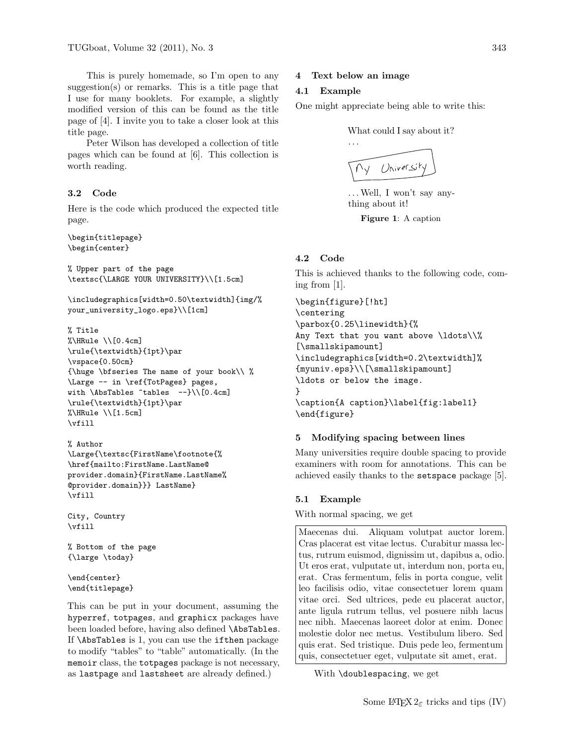This is purely homemade, so I'm open to any suggestion(s) or remarks. This is a title page that I use for many booklets. For example, a slightly modified version of this can be found as the title page of [4]. I invite you to take a closer look at this title page.

Peter Wilson has developed a collection of title pages which can be found at [6]. This collection is worth reading.

### 3.2 Code

Here is the code which produced the expected title page.

```
\begin{titlepage}
\begin{center}

% Upper part of the page
\textsc{\LARGE YOUR UNIVERSITY}\\[1.5cm]

\includegraphics[width=0.50\textwidth]{img/%
your_university_logo.eps}\\[1cm]

% Title
%\HRule \\[0.4cm]
\rule{\textwidth}{1pt}\par
\vspace{0.50cm}
{\huge \bfseries The name of your book\\ %
\Large -- in \ref{TotPages} pages,
with \AbsTables ~tables  --}\\[0.4cm]
\rule{\textwidth}{1pt}\par
%\HRule \\[1.5cm]
\vfill

% Author
\Large{\textsc{FirstName\footnote{%
\href{mailto:FirstName.LastName@
provider.domain}{FirstName.LastName%
@provider.domain}}} LastName}
\vfill

City, Country
\vfill

% Bottom of the page
{\large \today}

\end{center}
\end{titlepage}
```

This can be put in your document, assuming the `hyperref`, `totpages`, and `graphicx` packages have been loaded before, having also defined `\AbsTables`. If `\AbsTables` is 1, you can use the `ifthen` package to modify "tables" to "table" automatically. (In the `memoir` class, the `totpages` package is not necessary, as `lastpage` and `lastsheet` are already defined.)

## 4 Text below an image

### 4.1 Example

One might appreciate being able to write this:

What could I say about it?

...

My University

...Well, I won't say anything about it!

**Figure 1**: A caption

### 4.2 Code

This is achieved thanks to the following code, coming from [1].

```
\begin{figure}[!ht]
\centering
\parbox{0.25\linewidth}{%
Any Text that you want above \ldots\\%
[\smallskipamount]
\includegraphics[width=0.2\textwidth]%
{myuniv.eps}\\[\smallskipamount]
\ldots or below the image.
}
\caption{A caption}\label{fig:label1}
\end{figure}
```

## 5 Modifying spacing between lines

Many universities require double spacing to provide examiners with room for annotations. This can be achieved easily thanks to the `setspace` package [5].

### 5.1 Example

With normal spacing, we get

> Maecenas dui. Aliquam volutpat auctor lorem. Cras placerat est vitae lectus. Curabitur massa lectus, rutrum euismod, dignissim ut, dapibus a, odio. Ut eros erat, vulputate ut, interdum non, porta eu, erat. Cras fermentum, felis in porta congue, velit leo facilisis odio, vitae consectetuer lorem quam vitae orci. Sed ultrices, pede eu placerat auctor, ante ligula rutrum tellus, vel posuere nibh lacus nec nibh. Maecenas laoreet dolor at enim. Donec molestie dolor nec metus. Vestibulum libero. Sed quis erat. Sed tristique. Duis pede leo, fermentum quis, consectetuer eget, vulputate sit amet, erat.

With `\doublespacing`, we get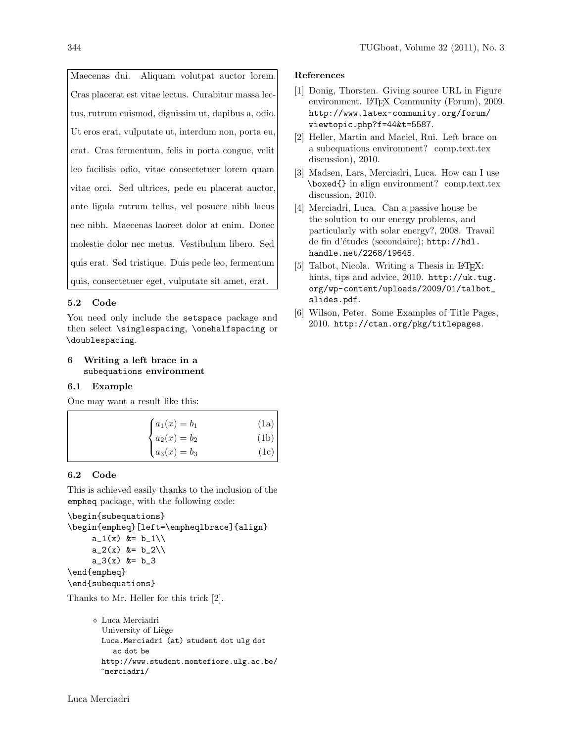Maecenas dui. Aliquam volutpat auctor lorem. Cras placerat est vitae lectus. Curabitur massa lectus, rutrum euismod, dignissim ut, dapibus a, odio. Ut eros erat, vulputate ut, interdum non, porta eu, erat. Cras fermentum, felis in porta congue, velit leo facilisis odio, vitae consectetuer lorem quam vitae orci. Sed ultrices, pede eu placerat auctor, ante ligula rutrum tellus, vel posuere nibh lacus nec nibh. Maecenas laoreet dolor at enim. Donec molestie dolor nec metus. Vestibulum libero. Sed quis erat. Sed tristique. Duis pede leo, fermentum quis, consectetuer eget, vulputate sit amet, erat.

### 5.2 Code

You need only include the `setspace` package and then select `\singlespacing`, `\onehalfspacing` or `\doublespacing`.

## 6 Writing a left brace in a `subequations` environment

### 6.1 Example

One may want a result like this:

$$\begin{cases} a_1(x) = b_1 & \text{(1a)} \\ a_2(x) = b_2 & \text{(1b)} \\ a_3(x) = b_3 & \text{(1c)} \end{cases}$$

### 6.2 Code

This is achieved easily thanks to the inclusion of the `empheq` package, with the following code:

```
\begin{subequations}
\begin{empheq}[left=\empheqlbrace]{align}
     a_1(x) &= b_1\\
     a_2(x) &= b_2\\
     a_3(x) &= b_3
\end{empheq}
\end{subequations}
```

Thanks to Mr. Heller for this trick [2].

◇ Luca Merciadri
University of Liège
Luca.Merciadri (at) student dot ulg dot ac dot be
http://www.student.montefiore.ulg.ac.be/~merciadri/

## References

[1] Donig, Thorsten. Giving source URL in Figure environment. LaTeX Community (Forum), 2009. http://www.latex-community.org/forum/viewtopic.php?f=44&t=5587.

[2] Heller, Martin and Maciel, Rui. Left brace on a subequations environment? comp.text.tex discussion), 2010.

[3] Madsen, Lars, Merciadri, Luca. How can I use `\boxed{}` in align environment? comp.text.tex discussion, 2010.

[4] Merciadri, Luca. Can a passive house be the solution to our energy problems, and particularly with solar energy?, 2008. Travail de fin d'études (secondaire); http://hdl.handle.net/2268/19645.

[5] Talbot, Nicola. Writing a Thesis in LaTeX: hints, tips and advice, 2010. http://uk.tug.org/wp-content/uploads/2009/01/talbot_slides.pdf.

[6] Wilson, Peter. Some Examples of Title Pages, 2010. http://ctan.org/pkg/titlepages.